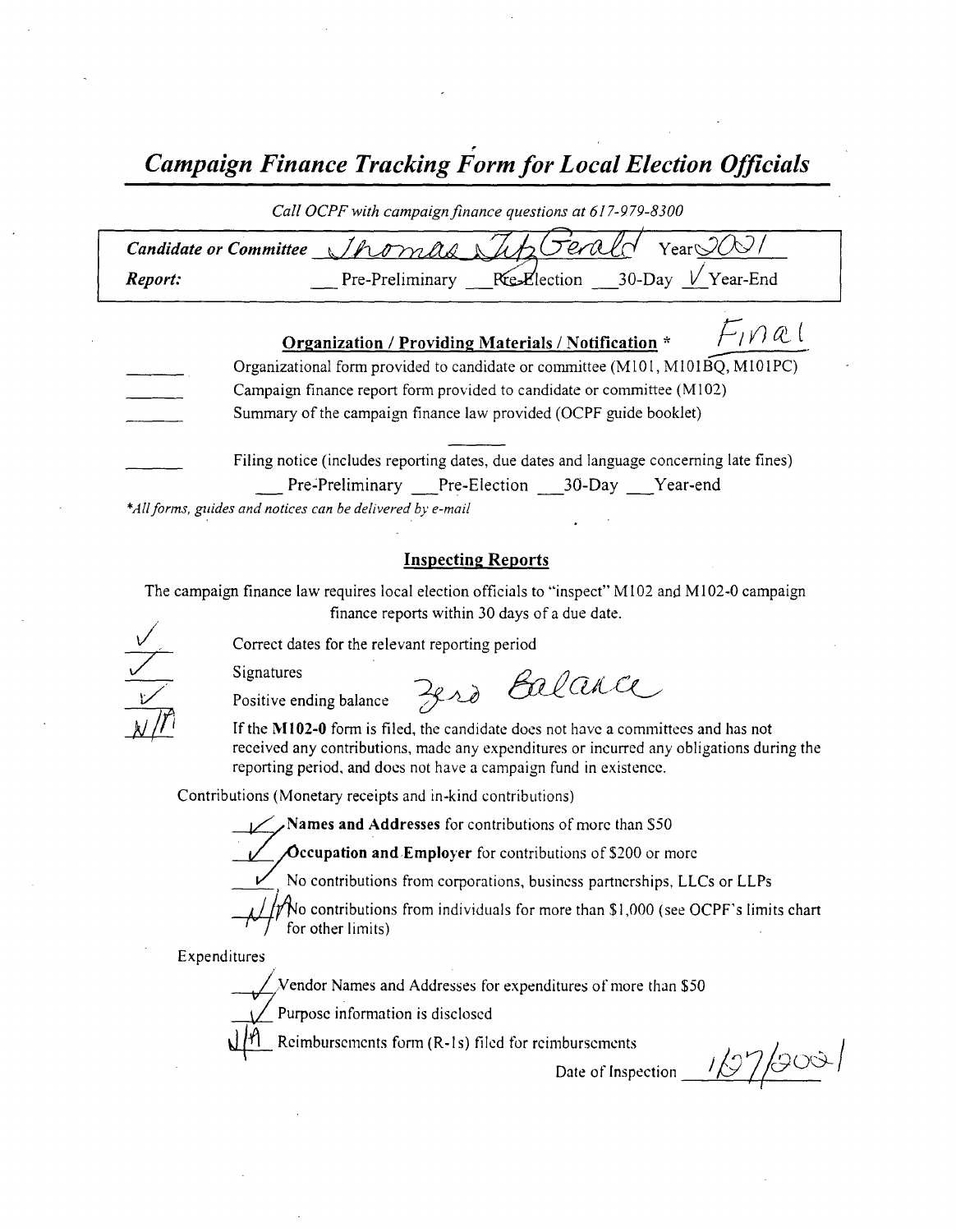# *Campaign Finance Tracking Form for Local Election Officials*

*Call OCPF with campaign finance questions at 617-979-8300*

| | |
|---|---|
| ***Candidate or Committee*** | Thomas FitzGerald Year 2001 |
| ***Report:*** | ___ Pre-Preliminary ___ Pre-Election ___ 30-Day ✓ Year-End |

**Organization / Providing Materials / Notification** * Final

_____ Organizational form provided to candidate or committee (M101, M101BQ, M101PC)

_____ Campaign finance report form provided to candidate or committee (M102)

_____ Summary of the campaign finance law provided (OCPF guide booklet)

_____ Filing notice (includes reporting dates, due dates and language concerning late fines)

___ Pre-Preliminary ___ Pre-Election ___ 30-Day ___ Year-end

*\*All forms, guides and notices can be delivered by e-mail*

**Inspecting Reports**

The campaign finance law requires local election officials to "inspect" M102 and M102-0 campaign finance reports within 30 days of a due date.

✓ Correct dates for the relevant reporting period

✓ Signatures

✓ Positive ending balance Zero Balance

N/A If the **M102-0** form is filed, the candidate does not have a committees and has not received any contributions, made any expenditures or incurred any obligations during the reporting period, and does not have a campaign fund in existence.

Contributions (Monetary receipts and in-kind contributions)

✓ **Names and Addresses** for contributions of more than $50

✓ **Occupation and Employer** for contributions of $200 or more

✓ No contributions from corporations, business partnerships, LLCs or LLPs

N/A No contributions from individuals for more than $1,000 (see OCPF's limits chart for other limits)

Expenditures

✓ Vendor Names and Addresses for expenditures of more than $50

✓ Purpose information is disclosed

N/A Reimbursements form (R-1s) filed for reimbursements

Date of Inspection 1/27/2001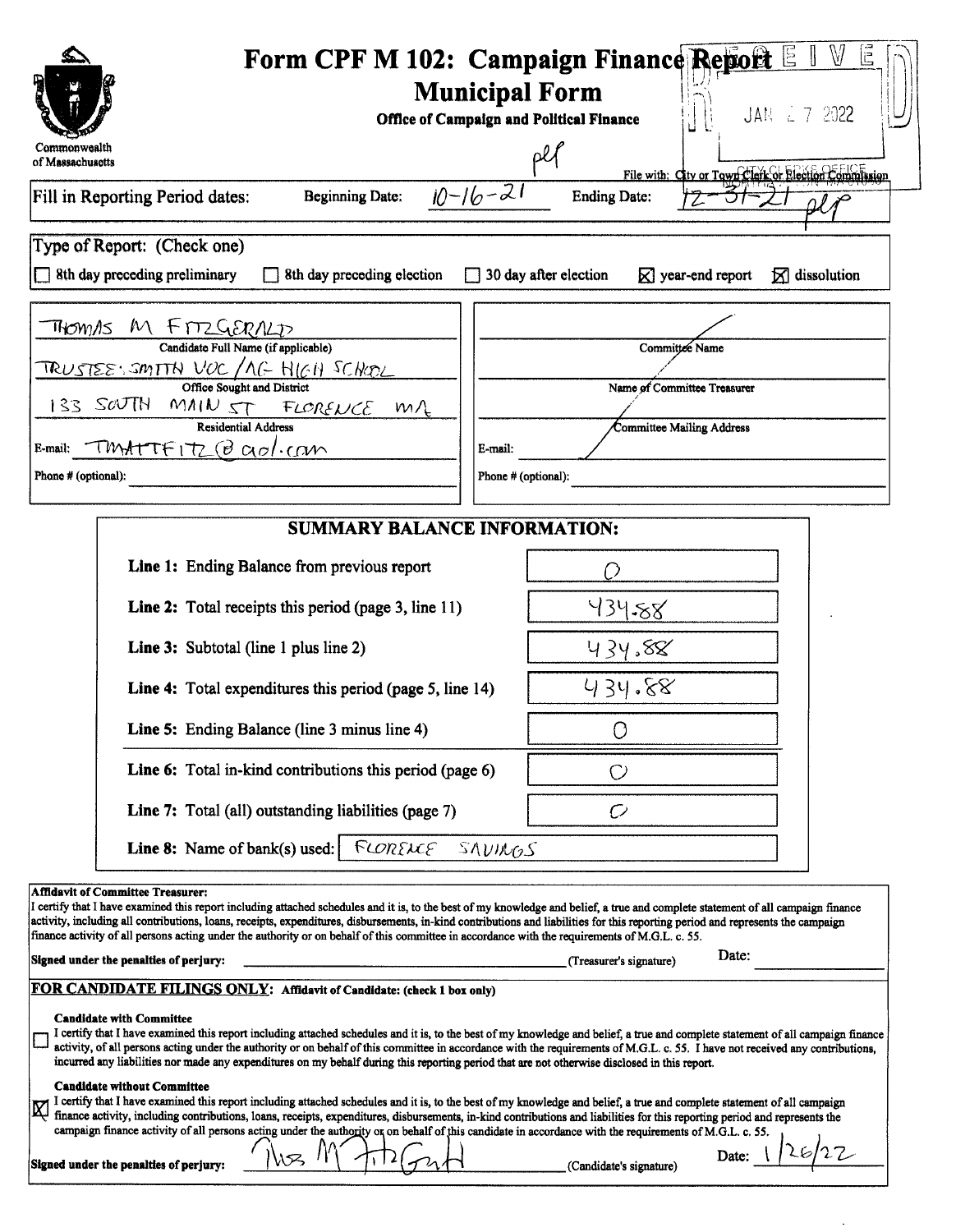# Form CPF M 102: Campaign Finance Report

## Municipal Form

**Office of Campaign and Political Finance**

Commonwealth of Massachusetts

RECEIVED JAN 27 2022 CITY CLERK'S OFFICE

plf

File with: City or Town Clerk or Election Commission

Fill in Reporting Period dates: Beginning Date: 10-16-21 Ending Date: 12-31-21 plf

Type of Report: (Check one)

- [ ] 8th day preceding preliminary
- [ ] 8th day preceding election
- [ ] 30 day after election
- [x] year-end report
- [x] dissolution

| | |
|---|---|
| THOMAS M FITZGERALD | |
| Candidate Full Name (if applicable) | Committee Name |
| TRUSTEE: SMITH VOC/AG HIGH SCHOOL | |
| Office Sought and District | Name of Committee Treasurer |
| 133 SOUTH MAIN ST FLORENCE MA | |
| Residential Address | Committee Mailing Address |
| E-mail: TMATTFITZ@aol.com | E-mail: |
| Phone # (optional): | Phone # (optional): |

### SUMMARY BALANCE INFORMATION:

| | |
|---|---|
| **Line 1:** Ending Balance from previous report | 0 |
| **Line 2:** Total receipts this period (page 3, line 11) | 434.88 |
| **Line 3:** Subtotal (line 1 plus line 2) | 434.88 |
| **Line 4:** Total expenditures this period (page 5, line 14) | 434.88 |
| **Line 5:** Ending Balance (line 3 minus line 4) | 0 |
| **Line 6:** Total in-kind contributions this period (page 6) | 0 |
| **Line 7:** Total (all) outstanding liabilities (page 7) | 0 |
| **Line 8:** Name of bank(s) used: | FLORENCE SAVINGS |

**Affidavit of Committee Treasurer:**

I certify that I have examined this report including attached schedules and it is, to the best of my knowledge and belief, a true and complete statement of all campaign finance activity, including all contributions, loans, receipts, expenditures, disbursements, in-kind contributions and liabilities for this reporting period and represents the campaign finance activity of all persons acting under the authority or on behalf of this committee in accordance with the requirements of M.G.L. c. 55.

**Signed under the penalties of perjury:** ______________________ (Treasurer's signature) Date: __________

**FOR CANDIDATE FILINGS ONLY:** **Affidavit of Candidate: (check 1 box only)**

- [ ] **Candidate with Committee**
  I certify that I have examined this report including attached schedules and it is, to the best of my knowledge and belief, a true and complete statement of all campaign finance activity, of all persons acting under the authority or on behalf of this committee in accordance with the requirements of M.G.L. c. 55. I have not received any contributions, incurred any liabilities nor made any expenditures on my behalf during this reporting period that are not otherwise disclosed in this report.

- [x] **Candidate without Committee**
  I certify that I have examined this report including attached schedules and it is, to the best of my knowledge and belief, a true and complete statement of all campaign finance activity, including contributions, loans, receipts, expenditures, disbursements, in-kind contributions and liabilities for this reporting period and represents the campaign finance activity of all persons acting under the authority or on behalf of this candidate in accordance with the requirements of M.G.L. c. 55.

**Signed under the penalties of perjury:** Thos M FitzGerald (Candidate's signature) Date: 1/26/22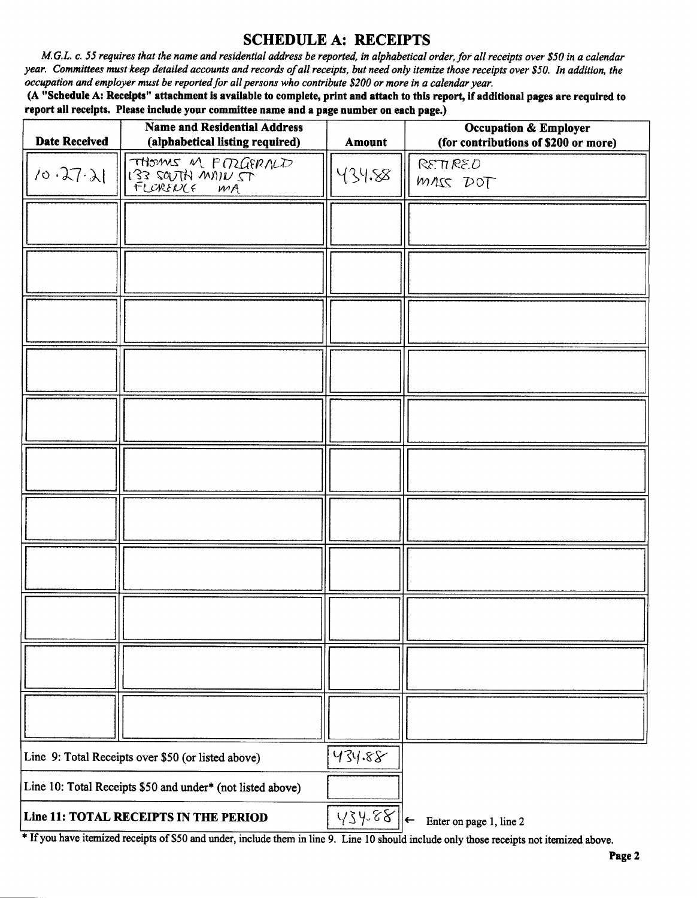## SCHEDULE A: RECEIPTS

*M.G.L. c. 55 requires that the name and residential address be reported, in alphabetical order, for all receipts over $50 in a calendar year. Committees must keep detailed accounts and records of all receipts, but need only itemize those receipts over $50. In addition, the occupation and employer must be reported for all persons who contribute $200 or more in a calendar year.*

**(A "Schedule A: Receipts" attachment is available to complete, print and attach to this report, if additional pages are required to report all receipts. Please include your committee name and a page number on each page.)**

| Date Received | Name and Residential Address (alphabetical listing required) | Amount | Occupation & Employer (for contributions of $200 or more) |
|---|---|---|---|
| 10.27.21 | THOMAS M FITZGERALD 133 SOUTH MAIN ST FLORENCE MA | 434.88 | RETIRED MASS DOT |
| | | | |
| | | | |
| | | | |
| | | | |
| | | | |
| | | | |
| | | | |
| | | | |
| | | | |
| | | | |
| | | | |

| | |
|---|---|
| Line 9: Total Receipts over $50 (or listed above) | 434.88 |
| Line 10: Total Receipts $50 and under* (not listed above) | |
| **Line 11: TOTAL RECEIPTS IN THE PERIOD** | 434.88 ← Enter on page 1, line 2 |

* If you have itemized receipts of $50 and under, include them in line 9. Line 10 should include only those receipts not itemized above.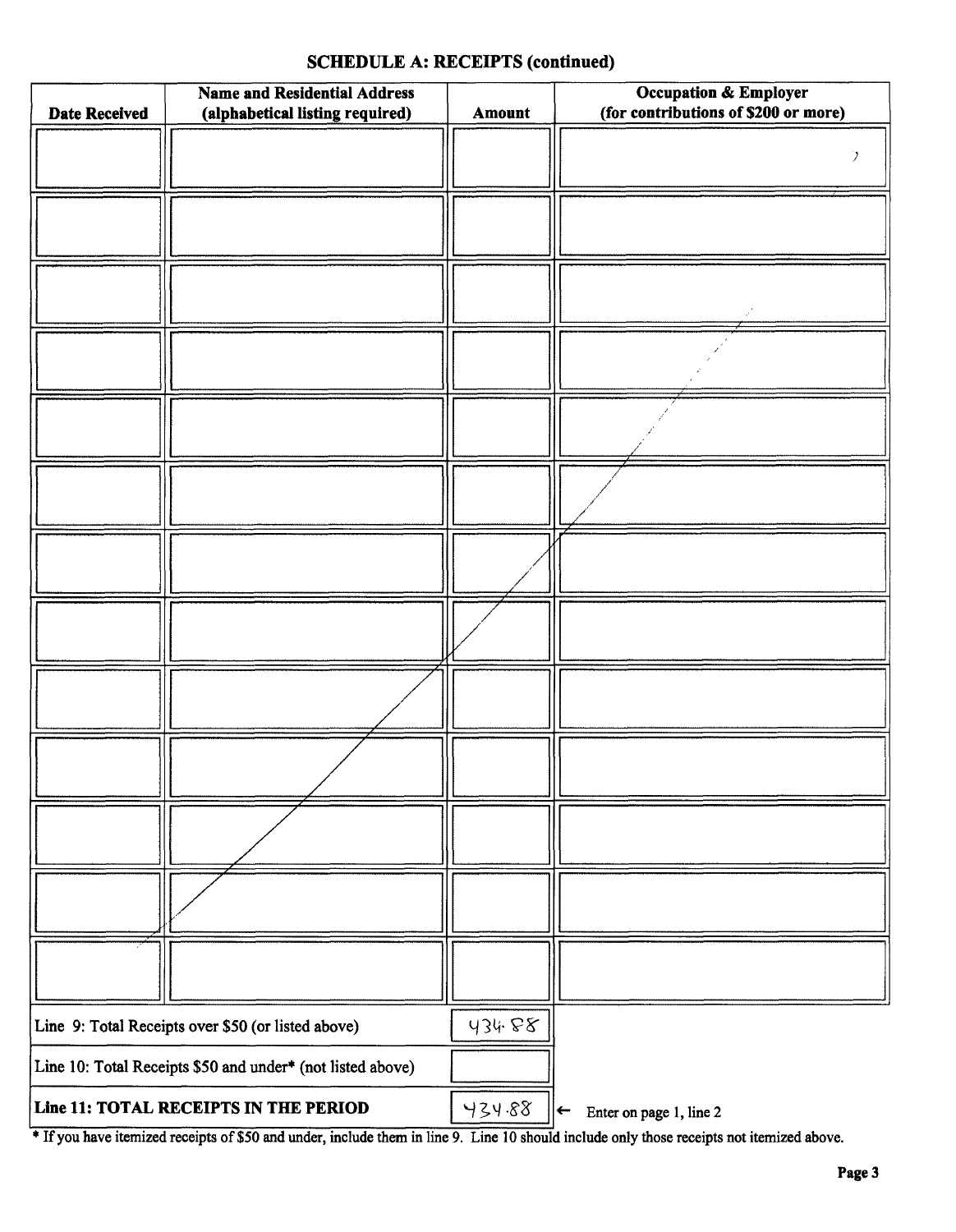## SCHEDULE A: RECEIPTS (continued)

| Date Received | Name and Residential Address (alphabetical listing required) | Amount | Occupation & Employer (for contributions of $200 or more) |
|---|---|---|---|
| | | | |
| | | | |
| | | | |
| | | | |
| | | | |
| | | | |
| | | | |
| | | | |
| | | | |
| | | | |
| | | | |
| | | | |
| | | | |

| | | |
|---|---|---|
| Line 9: Total Receipts over $50 (or listed above) | 434.88 | |
| Line 10: Total Receipts $50 and under* (not listed above) | | |
| **Line 11: TOTAL RECEIPTS IN THE PERIOD** | 434.88 | ← Enter on page 1, line 2 |

* If you have itemized receipts of $50 and under, include them in line 9. Line 10 should include only those receipts not itemized above.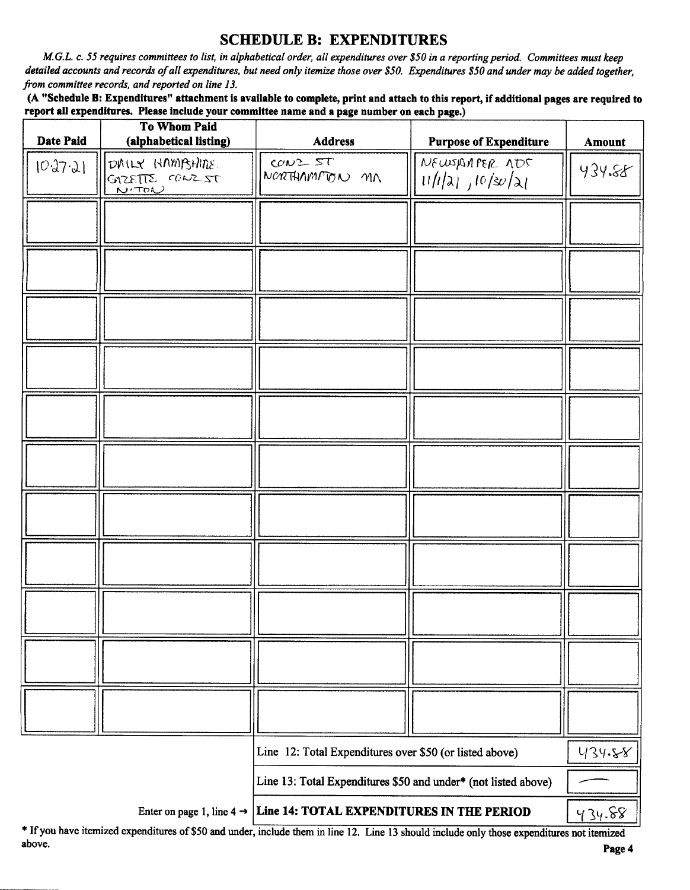## SCHEDULE B: EXPENDITURES

*M.G.L. c. 55 requires committees to list, in alphabetical order, all expenditures over $50 in a reporting period. Committees must keep detailed accounts and records of all expenditures, but need only itemize those over $50. Expenditures $50 and under may be added together, from committee records, and reported on line 13.*

**(A "Schedule B: Expenditures" attachment is available to complete, print and attach to this report, if additional pages are required to report all expenditures. Please include your committee name and a page number on each page.)**

| Date Paid | To Whom Paid (alphabetical listing) | Address | Purpose of Expenditure | Amount |
|---|---|---|---|---|
| 10.27.21 | DAILY HAMPSHIRE GAZETTE CONZ ST N'TON | CONZ ST NORTHAMPTON MA | NEWSPAPER ADS 11/1/21, 10/30/21 | 434.88 |
| | | | | |
| | | | | |
| | | | | |
| | | | | |
| | | | | |
| | | | | |
| | | | | |
| | | | | |
| | | | | |
| | | | | |
| | | | | |

| | |
|---|---|
| Line 12: Total Expenditures over $50 (or listed above) | 434.88 |
| Line 13: Total Expenditures $50 and under* (not listed above) | — |
| Enter on page 1, line 4 → **Line 14: TOTAL EXPENDITURES IN THE PERIOD** | 434.88 |

\* If you have itemized expenditures of $50 and under, include them in line 12. Line 13 should include only those expenditures not itemized above.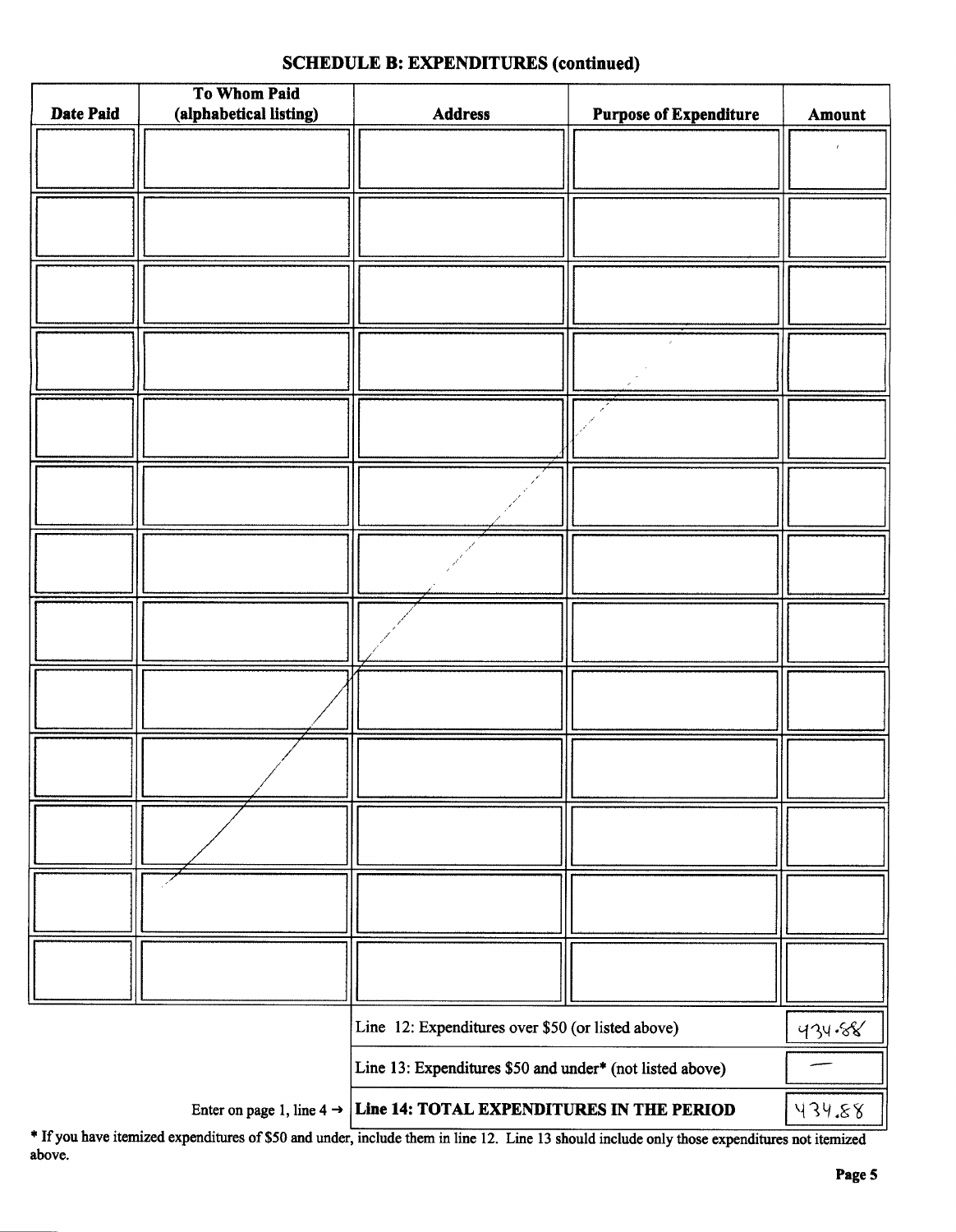## SCHEDULE B: EXPENDITURES (continued)

| Date Paid | To Whom Paid (alphabetical listing) | Address | Purpose of Expenditure | Amount |
|---|---|---|---|---|
| | | | | |
| | | | | |
| | | | | |
| | | | | |
| | | | | |
| | | | | |
| | | | | |
| | | | | |
| | | | | |
| | | | | |
| | | | | |
| | | | | |
| | | | | |

| | |
|---|---|
| Line 12: Expenditures over $50 (or listed above) | 434.88 |
| Line 13: Expenditures $50 and under* (not listed above) | — |
| Enter on page 1, line 4 → **Line 14: TOTAL EXPENDITURES IN THE PERIOD** | 434.88 |

* If you have itemized expenditures of $50 and under, include them in line 12. Line 13 should include only those expenditures not itemized above.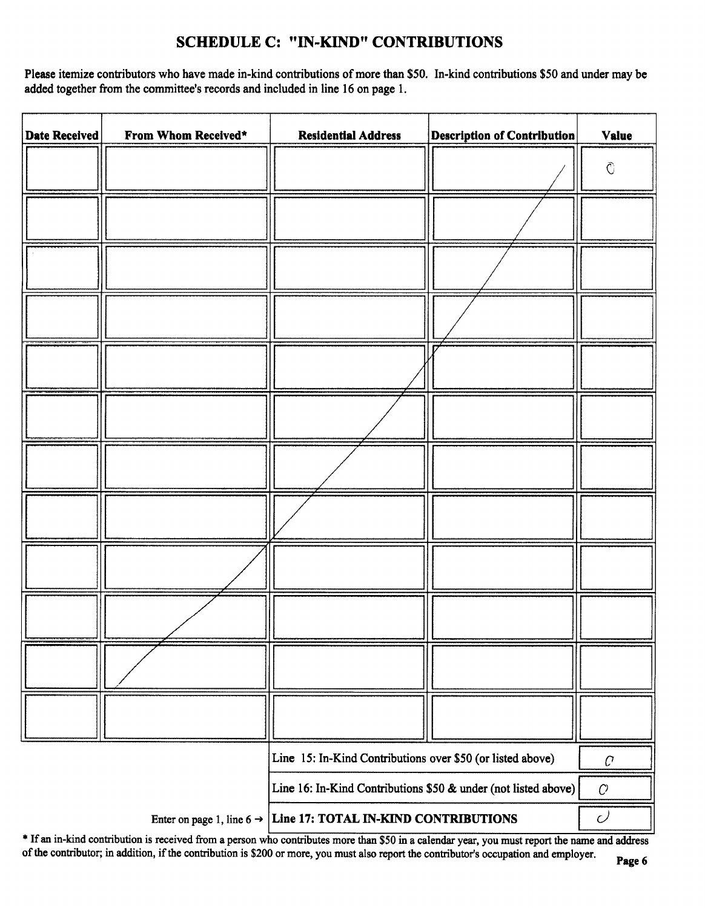## SCHEDULE C: "IN-KIND" CONTRIBUTIONS

**Please itemize contributors who have made in-kind contributions of more than $50. In-kind contributions $50 and under may be added together from the committee's records and included in line 16 on page 1.**

| Date Received | From Whom Received* | Residential Address | Description of Contribution | Value |
|---|---|---|---|---|
| | | | | 0 |
| | | | | |
| | | | | |
| | | | | |
| | | | | |
| | | | | |
| | | | | |
| | | | | |
| | | | | |
| | | | | |
| | | | | |
| | | | | |

| | |
|---|---|
| Line 15: In-Kind Contributions over $50 (or listed above) | 0 |
| Line 16: In-Kind Contributions $50 & under (not listed above) | 0 |
| Enter on page 1, line 6 → **Line 17: TOTAL IN-KIND CONTRIBUTIONS** | 0 |

\* If an in-kind contribution is received from a person who contributes more than $50 in a calendar year, you must report the name and address of the contributor; in addition, if the contribution is $200 or more, you must also report the contributor's occupation and employer.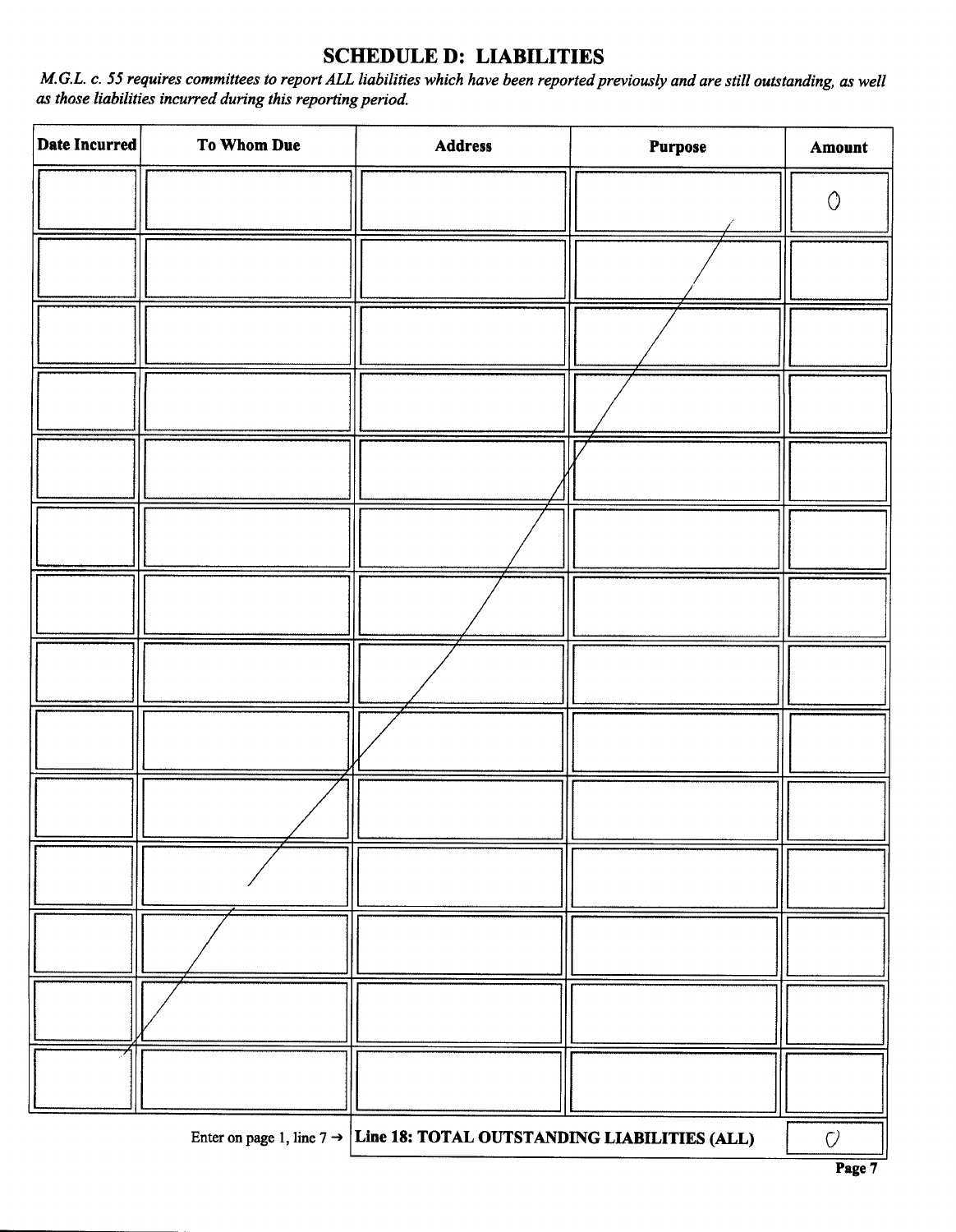## SCHEDULE D: LIABILITIES

*M.G.L. c. 55 requires committees to report ALL liabilities which have been reported previously and are still outstanding, as well as those liabilities incurred during this reporting period.*

| Date Incurred | To Whom Due | Address | Purpose | Amount |
|---|---|---|---|---|
| | | | | 0 |
| | | | | |
| | | | | |
| | | | | |
| | | | | |
| | | | | |
| | | | | |
| | | | | |
| | | | | |
| | | | | |
| | | | | |
| | | | | |
| | | | | |
| | | | | |

Enter on page 1, line 7 → **Line 18: TOTAL OUTSTANDING LIABILITIES (ALL)** 0